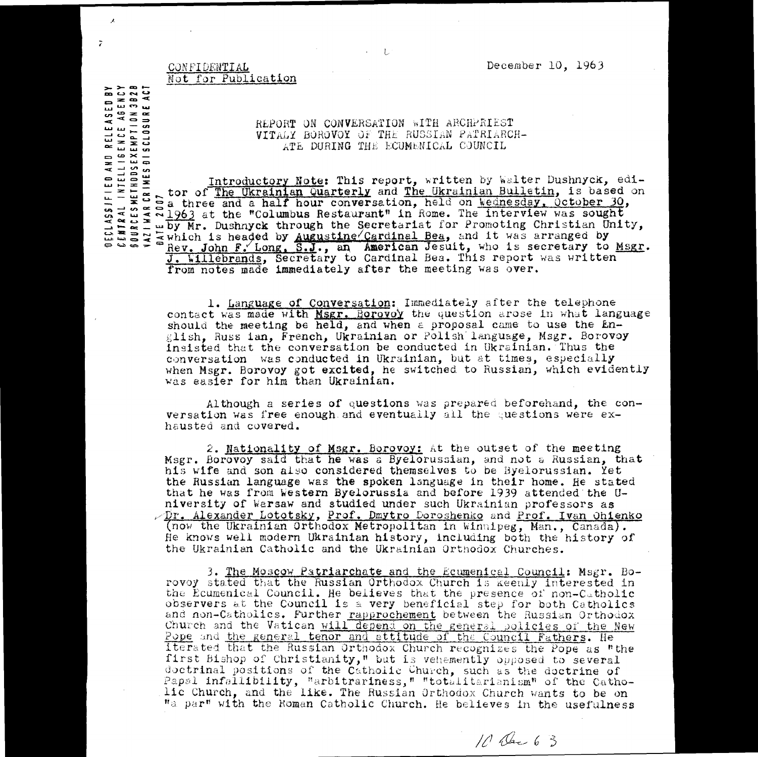CONFIDENTIAL
Not for Publication

December 10, 1963

DECLASSIFIED AND RELEASED BY CENTRAL INTELLIGENCE AGENCY SOURCESMETHODSEXEMPTION 3B2B NAZI WAR CRIMES DISCLOSURE ACT DATE 2007

## REPORT ON CONVERSATION WITH ARCHPRIEST VITALY BOROVOY OF THE RUSSIAN PATRIARCH-ATE DURING THE ECUMENICAL COUNCIL

Introductory Note: This report, written by Walter Dushnyck, editor of The Ukrainian Quarterly and The Ukrainian Bulletin, is based on a three and a half hour conversation, held on Wednesday, October 30, 1963 at the "Columbus Restaurant" in Rome. The interview was sought by Mr. Dushnyck through the Secretariat for Promoting Christian Unity, which is headed by Augustine Cardinal Bea, and it was arranged by Rev. John F. Long, S.J., an American Jesuit, who is secretary to Msgr. J. Willebrands, Secretary to Cardinal Bea. This report was written from notes made immediately after the meeting was over.

1. Language of Conversation: Immediately after the telephone contact was made with Msgr. Borovoy the question arose in what language should the meeting be held, and when a proposal came to use the English, Russ ian, French, Ukrainian or Polish language, Msgr. Borovoy insisted that the conversation be conducted in Ukrainian. Thus the conversation was conducted in Ukrainian, but at times, especially when Msgr. Borovoy got excited, he switched to Russian, which evidently was easier for him than Ukrainian.

Although a series of questions was prepared beforehand, the conversation was free enough and eventually all the questions were exhausted and covered.

2. Nationality of Msgr. Borovoy: At the outset of the meeting Msgr. Borovoy said that he was a Byelorussian, and not a Russian, that his wife and son also considered themselves to be Byelorussian. Yet the Russian language was the spoken language in their home. He stated that he was from Western Byelorussia and before 1939 attended the University of Warsaw and studied under such Ukrainian professors as Dr. Alexander Lototsky, Prof. Dmytro Doroshenko and Prof. Ivan Ohienko (now the Ukrainian Orthodox Metropolitan in Winnipeg, Man., Canada). He knows well modern Ukrainian history, including both the history of the Ukrainian Catholic and the Ukrainian Orthodox Churches.

3. The Moscow Patriarchate and the Ecumenical Council: Msgr. Borovoy stated that the Russian Orthodox Church is keenly interested in the Ecumenical Council. He believes that the presence of non-Catholic observers at the Council is a very beneficial step for both Catholics and non-Catholics. Further rapprochement between the Russian Orthodox Church and the Vatican will depend on the general policies of the New Pope and the general tenor and attitude of the Council Fathers. He iterated that the Russian Orthodox Church recognizes the Pope as "the first Bishop of Christianity," but is vehemently opposed to several doctrinal positions of the Catholic Church, such as the doctrine of Papal infallibility, "arbitrariness," "totalitarianism" of the Catholic Church, and the like. The Russian Orthodox Church wants to be on "a par" with the Roman Catholic Church. He believes in the usefulness

10 Dec 63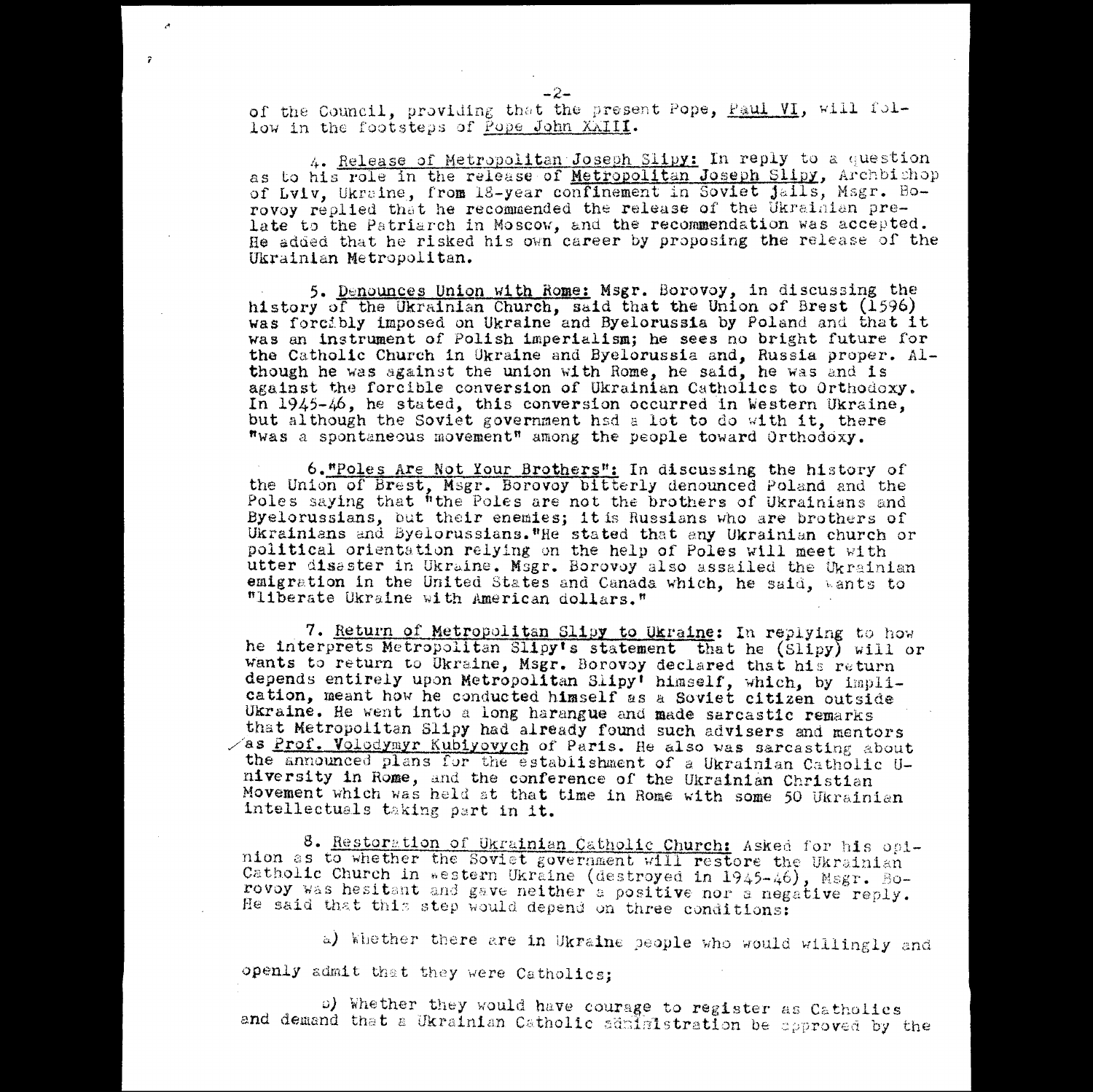of the Council, providing that the present Pope, Paul VI, will follow in the footsteps of Pope John XXIII.

4. Release of Metropolitan Joseph Slipy: In reply to a question as to his role in the release of Metropolitan Joseph Slipy, Archbishop of Lviv, Ukraine, from 18-year confinement in Soviet jails, Msgr. Borovoy replied that he recommended the release of the Ukrainian prelate to the Patriarch in Moscow, and the recommendation was accepted. He added that he risked his own career by proposing the release of the Ukrainian Metropolitan.

5. Denounces Union with Rome: Msgr. Borovoy, in discussing the history of the Ukrainian Church, said that the Union of Brest (1596) was forcibly imposed on Ukraine and Byelorussia by Poland and that it was an instrument of Polish imperialism; he sees no bright future for the Catholic Church in Ukraine and Byelorussia and, Russia proper. Although he was against the union with Rome, he said, he was and is against the forcible conversion of Ukrainian Catholics to Orthodoxy. In 1945-46, he stated, this conversion occurred in Western Ukraine, but although the Soviet government had a lot to do with it, there "was a spontaneous movement" among the people toward Orthodoxy.

6."Poles Are Not Your Brothers": In discussing the history of the Union of Brest, Msgr. Borovoy bitterly denounced Poland and the Poles saying that "the Poles are not the brothers of Ukrainians and Byelorussians, but their enemies; it is Russians who are brothers of Ukrainians and Byelorussians."He stated that any Ukrainian church or political orientation relying on the help of Poles will meet with utter disaster in Ukraine. Msgr. Borovoy also assailed the Ukrainian emigration in the United States and Canada which, he said, wants to "liberate Ukraine with American dollars."

7. Return of Metropolitan Slipy to Ukraine: In replying to how he interprets Metropolitan Slipy's statement that he (Slipy) will or wants to return to Ukraine, Msgr. Borovoy declared that his return depends entirely upon Metropolitan Slipy' himself, which, by implication, meant how he conducted himself as a Soviet citizen outside Ukraine. He went into a long harangue and made sarcastic remarks that Metropolitan Slipy had already found such advisers and mentors as Prof. Volodymyr Kubiyovych of Paris. He also was sarcasting about the announced plans for the establishment of a Ukrainian Catholic University in Rome, and the conference of the Ukrainian Christian Movement which was held at that time in Rome with some 50 Ukrainian intellectuals taking part in it.

8. Restoration of Ukrainian Catholic Church: Asked for his opinion as to whether the Soviet government will restore the Ukrainian Catholic Church in western Ukraine (destroyed in 1945-46), Msgr. Borovoy was hesitant and gave neither a positive nor a negative reply. He said that this step would depend on three conditions:

a) Whether there are in Ukraine people who would willingly and openly admit that they were Catholics;

b) Whether they would have courage to register as Catholics and demand that a Ukrainian Catholic administration be approved by the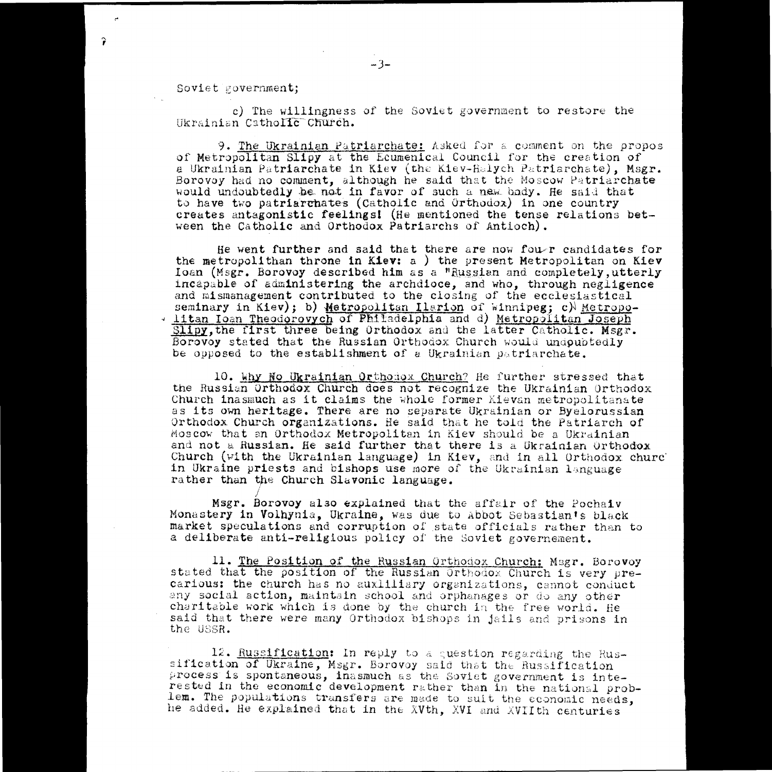Soviet government;

c) The willingness of the Soviet government to restore the Ukrainian Catholic Church.

9. <u>The Ukrainian Patriarchate:</u> Asked for a comment on the propos of Metropolitan Slipy at the Ecumenical Council for the creation of a Ukrainian Patriarchate in Kiev (the Kiev-Halych Patriarchate), Msgr. Borovoy had no comment, although he said that the Moscow Patriarchate would undoubtedly be not in favor of such a new body. He said that to have two patriarchates (Catholic and Orthodox) in one country creates antagonistic feelings! (He mentioned the tense relations between the Catholic and Orthodox Patriarchs of Antioch).

He went further and said that there are now four candidates for the metropolithan throne in Kiev: a ) the present Metropolitan on Kiev Ioan (Msgr. Borovoy described him as a "Russian and completely,utterly incapable of administering the archdioce, and who, through negligence and mismanagement contributed to the closing of the ecclesiastical seminary in Kiev); b) <u>Metropolitan Ilarion</u> of Winnipeg; c) <u>Metropolitan Ioan Theodorovych</u> of Philadelphia and d) <u>Metropolitan Joseph Slipy</u>,the first three being Orthodox and the latter Catholic. Msgr. Borovoy stated that the Russian Orthodox Church would undoubtedly be opposed to the establishment of a Ukrainian patriarchate.

10. <u>Why No Ukrainian Orthodox Church?</u> He further stressed that the Russian Orthodox Church does not recognize the Ukrainian Orthodox Church inasmuch as it claims the whole former Kievan metropolitanate as its own heritage. There are no separate Ukrainian or Byelorussian Orthodox Church organizations. He said that he told the Patriarch of Moscow that an Orthodox Metropolitan in Kiev should be a Ukrainian and not a Russian. He said further that there is a Ukrainian Orthodox Church (with the Ukrainian language) in Kiev, and in all Orthodox churc in Ukraine priests and bishops use more of the Ukrainian language rather than the Church Slavonic language.

Msgr. Borovoy also explained that the affair of the Pochaiv Monastery in Volhynia, Ukraine, was due to Abbot Sebastian's black market speculations and corruption of state officials rather than to a deliberate anti-religious policy of the Soviet governement.

11. <u>The Position of the Russian Orthodox Church:</u> Msgr. Borovoy stated that the position of the Russian Orthodox Church is very precarious: the church has no auxiliary organizations, cannot conduct any social action, maintain school and orphanages or do any other charitable work which is done by the church in the free world. He said that there were many Orthodox bishops in jails and prisons in the USSR.

12. <u>Russification:</u> In reply to a question regarding the Russification of Ukraine, Msgr. Borovoy said that the Russification process is spontaneous, inasmuch as the Soviet government is interested in the economic development rather than in the national problem. The populations transfers are made to suit the economic needs, he added. He explained that in the XVth, XVI and XVIIth centuries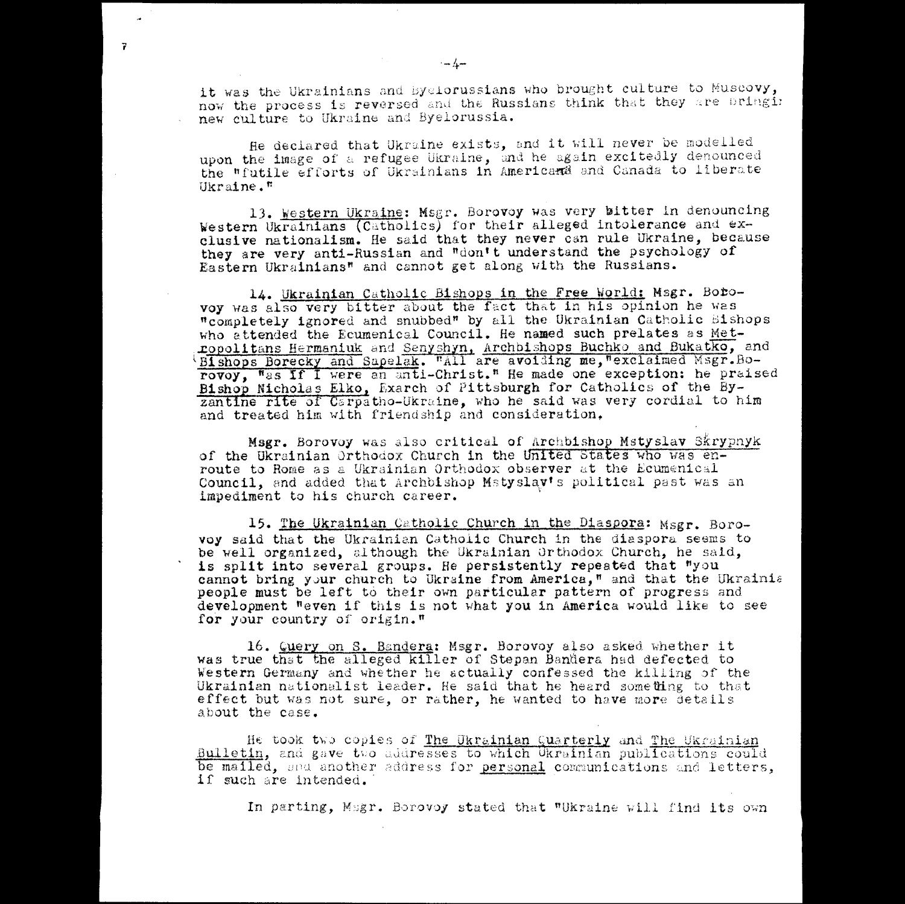it was the Ukrainians and Byelorussians who brought culture to Muscovy, now the process is reversed and the Russians think that they are bringi new culture to Ukraine and Byelorussia.

He declared that Ukraine exists, and it will never be modelled upon the image of a refugee Ukraine, and he again excitedly denounced the "futile efforts of Ukrainians in Americand and Canada to liberate Ukraine."

13. Western Ukraine: Msgr. Borovoy was very bitter in denouncing Western Ukrainians (Catholics) for their alleged intolerance and exclusive nationalism. He said that they never can rule Ukraine, because they are very anti-Russian and "don't understand the psychology of Eastern Ukrainians" and cannot get along with the Russians.

14. Ukrainian Catholic Bishops in the Free World: Msgr. Borovoy was also very bitter about the fact that in his opinion he was "completely ignored and snubbed" by all the Ukrainian Catholic Bishops who attended the Ecumenical Council. He named such prelates as Metropolitans Hermaniuk and Senyshyn, Archbishops Buchko and Bukatko, and Bishops Borecky and Sapelak. "All are avoiding me," exclaimed Msgr. Borovoy, "as if I were an anti-Christ." He made one exception: he praised Bishop Nicholas Elko, Exarch of Pittsburgh for Catholics of the Byzantine rite of Carpatho-Ukraine, who he said was very cordial to him and treated him with friendship and consideration.

Msgr. Borovoy was also critical of Archbishop Mstyslav Skrypnyk of the Ukrainian Orthodox Church in the United States who was enroute to Rome as a Ukrainian Orthodox observer at the Ecumenical Council, and added that Archbishop Mstyslav's political past was an impediment to his church career.

15. The Ukrainian Catholic Church in the Diaspora: Msgr. Borovoy said that the Ukrainian Catholic Church in the diaspora seems to be well organized, although the Ukrainian Orthodox Church, he said, is split into several groups. He persistently repeated that "you cannot bring your church to Ukraine from America," and that the Ukrainia people must be left to their own particular pattern of progress and development "even if this is not what you in America would like to see for your country of origin."

16. Query on S. Bandera: Msgr. Borovoy also asked whether it was true that the alleged killer of Stepan Bandera had defected to Western Germany and whether he actually confessed the killing of the Ukrainian nationalist leader. He said that he heard something to that effect but was not sure, or rather, he wanted to have more details about the case.

He took two copies of The Ukrainian Quarterly and The Ukrainian Bulletin, and gave two addresses to which Ukrainian publications could be mailed, and another address for personal communications and letters, if such are intended.

In parting, Msgr. Borovoy stated that "Ukraine will find its own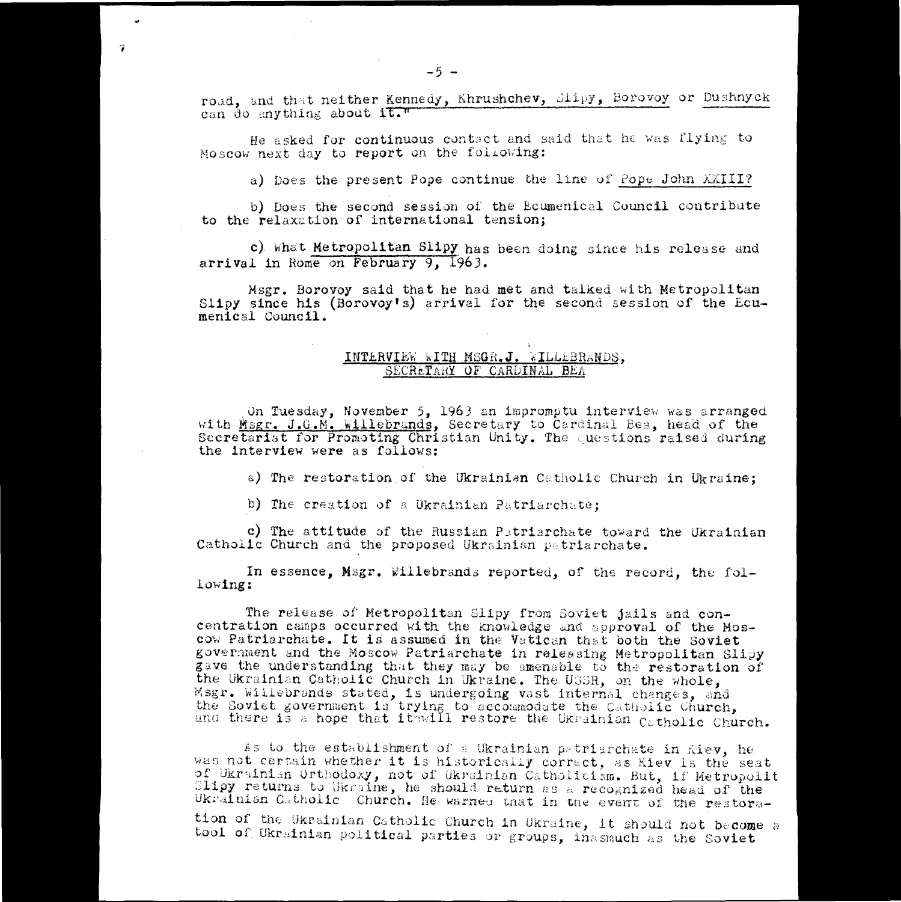road, and that neither Kennedy, Khrushchev, Slipy, Borovoy or Dushnyck can do anything about it."

He asked for continuous contact and said that he was flying to Moscow next day to report on the following:

a) Does the present Pope continue the line of Pope John XXIII?

b) Does the second session of the Ecumenical Council contribute to the relaxation of international tension;

c) What Metropolitan Slipy has been doing since his release and arrival in Rome on February 9, 1963.

Msgr. Borovoy said that he had met and talked with Metropolitan Slipy since his (Borovoy's) arrival for the second session of the Ecumenical Council.

## INTERVIEW WITH MSGR. J. WILLEBRANDS, SECRETARY OF CARDINAL BEA

On Tuesday, November 5, 1963 an impromptu interview was arranged with Msgr. J.G.M. Willebrands, Secretary to Cardinal Bea, head of the Secretariat for Promoting Christian Unity. The questions raised during the interview were as follows:

a) The restoration of the Ukrainian Catholic Church in Ukraine;

b) The creation of a Ukrainian Patriarchate;

c) The attitude of the Russian Patriarchate toward the Ukrainian Catholic Church and the proposed Ukrainian patriarchate.

In essence, Msgr. Willebrands reported, of the record, the following:

The release of Metropolitan Slipy from Soviet jails and concentration camps occurred with the knowledge and approval of the Moscow Patriarchate. It is assumed in the Vatican that both the Soviet government and the Moscow Patriarchate in releasing Metropolitan Slipy gave the understanding that they may be amenable to the restoration of the Ukrainian Catholic Church in Ukraine. The USSR, on the whole, Msgr. Willebrands stated, is undergoing vast internal changes, and the Soviet government is trying to accommodate the Catholic Church, and there is a hope that it will restore the Ukrainian Catholic Church.

As to the establishment of a Ukrainian patriarchate in Kiev, he was not certain whether it is historically correct, as Kiev is the seat of Ukrainian Orthodoxy, not of Ukrainian Catholicism. But, if Metropolit Slipy returns to Ukraine, he should return as a recognized head of the Ukrainian Catholic Church. He warned that in the event of the restoration of the Ukrainian Catholic Church in Ukraine, it should not become a tool of Ukrainian political parties or groups, inasmuch as the Soviet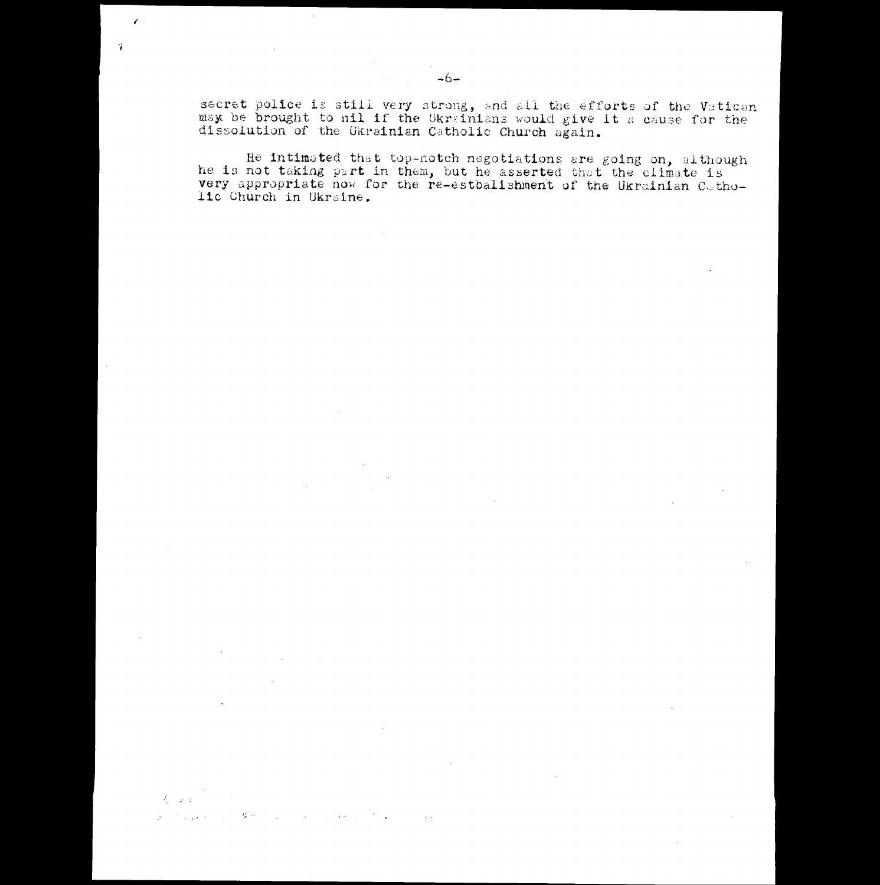secret police is still very strong, and all the efforts of the Vatican may be brought to nil if the Ukrainians would give it a cause for the dissolution of the Ukrainian Catholic Church again.

He intimated that top-notch negotiations are going on, although he is not taking part in them, but he asserted that the climate is very appropriate now for the re-estbalishment of the Ukrainian Catholic Church in Ukraine.